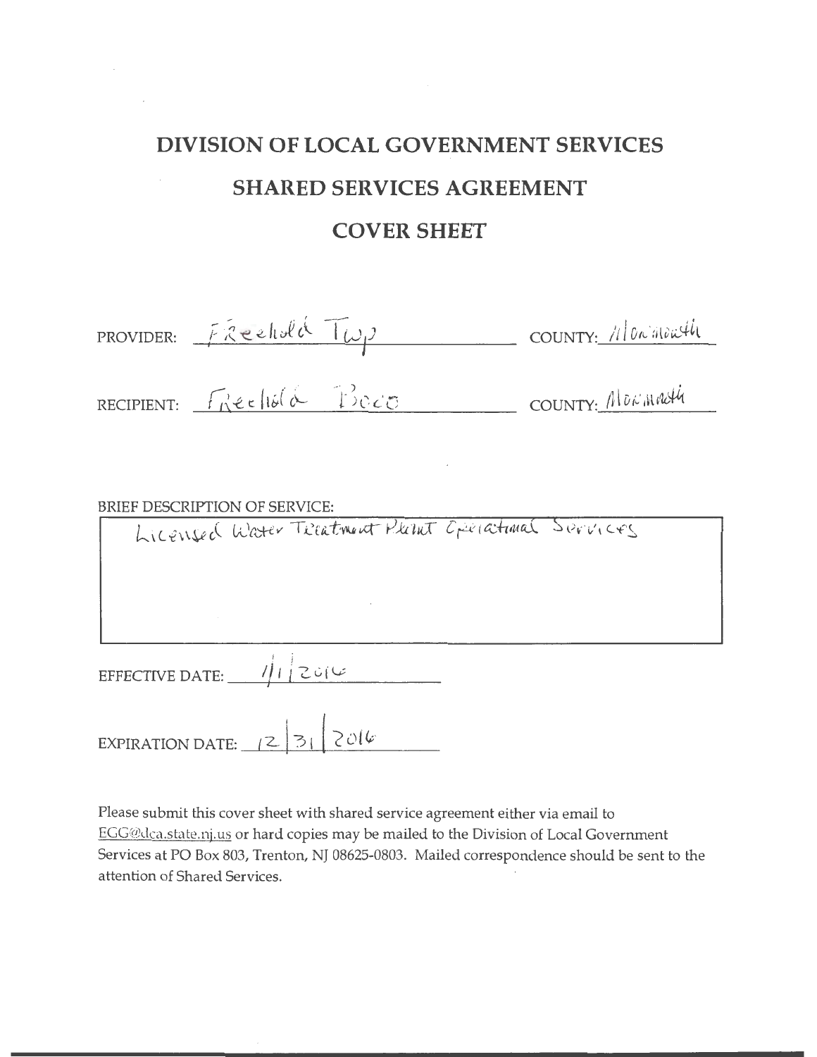# DIVISION OF LOCAL GOVERNMENT SERVICES

## SHARED SERVICES AGREEMENT

## COVER SHEET

PROVIDER: Freehold Twp COUNTY: Monmouth

RECIPIENT: Freehold Boro COUNTY: Monmouth

BRIEF DESCRIPTION OF SERVICE:

Licensed Water Treatment Plant Operational Services

EFFECTIVE DATE: 1/1/2016

EXPIRATION DATE: 12/31/2016

Please submit this cover sheet with shared service agreement either via email to EGG@dca.state.nj.us or hard copies may be mailed to the Division of Local Government Services at PO Box 803, Trenton, NJ 08625-0803. Mailed correspondence should be sent to the attention of Shared Services.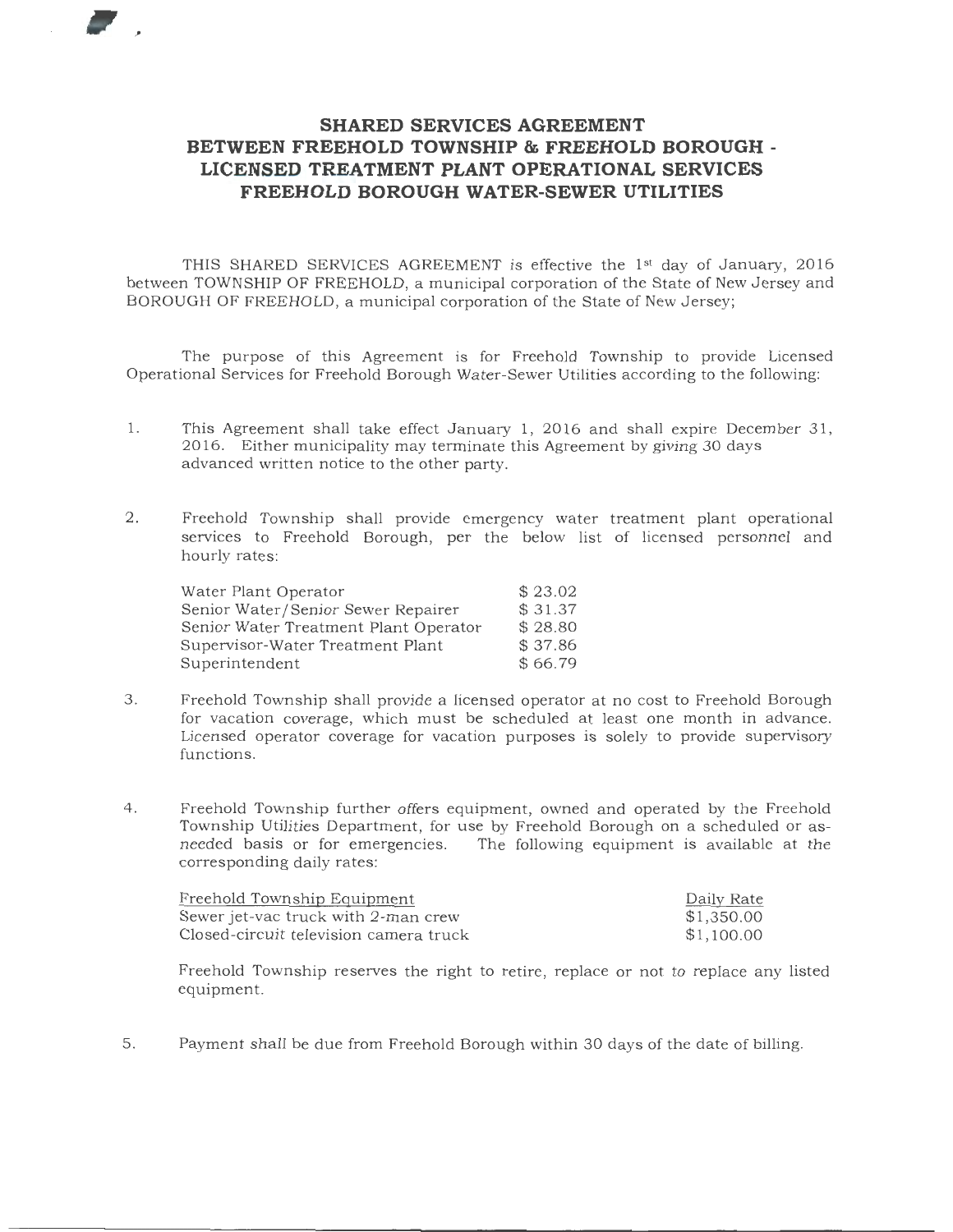# SHARED SERVICES AGREEMENT BETWEEN FREEHOLD TOWNSHIP & FREEHOLD BOROUGH - LICENSED TREATMENT PLANT OPERATIONAL SERVICES FREEHOLD BOROUGH WATER-SEWER UTILITIES

THIS SHARED SERVICES AGREEMENT is effective the 1st day of January, 2016 between TOWNSHIP OF FREEHOLD, a municipal corporation of the State of New Jersey and BOROUGH OF FREEHOLD, a municipal corporation of the State of New Jersey;

The purpose of this Agreement is for Freehold Township to provide Licensed Operational Services for Freehold Borough Water-Sewer Utilities according to the following:

1. This Agreement shall take effect January 1, 2016 and shall expire December 31, 2016. Either municipality may terminate this Agreement by giving 30 days advanced written notice to the other party.

2. Freehold Township shall provide emergency water treatment plant operational services to Freehold Borough, per the below list of licensed personnel and hourly rates:

| | |
|---|---|
| Water Plant Operator | $ 23.02 |
| Senior Water/Senior Sewer Repairer | $ 31.37 |
| Senior Water Treatment Plant Operator | $ 28.80 |
| Supervisor-Water Treatment Plant | $ 37.86 |
| Superintendent | $ 66.79 |

3. Freehold Township shall provide a licensed operator at no cost to Freehold Borough for vacation coverage, which must be scheduled at least one month in advance. Licensed operator coverage for vacation purposes is solely to provide supervisory functions.

4. Freehold Township further offers equipment, owned and operated by the Freehold Township Utilities Department, for use by Freehold Borough on a scheduled or as-needed basis or for emergencies. The following equipment is available at the corresponding daily rates:

| Freehold Township Equipment | Daily Rate |
|---|---|
| Sewer jet-vac truck with 2-man crew | $1,350.00 |
| Closed-circuit television camera truck | $1,100.00 |

   Freehold Township reserves the right to retire, replace or not to replace any listed equipment.

5. Payment shall be due from Freehold Borough within 30 days of the date of billing.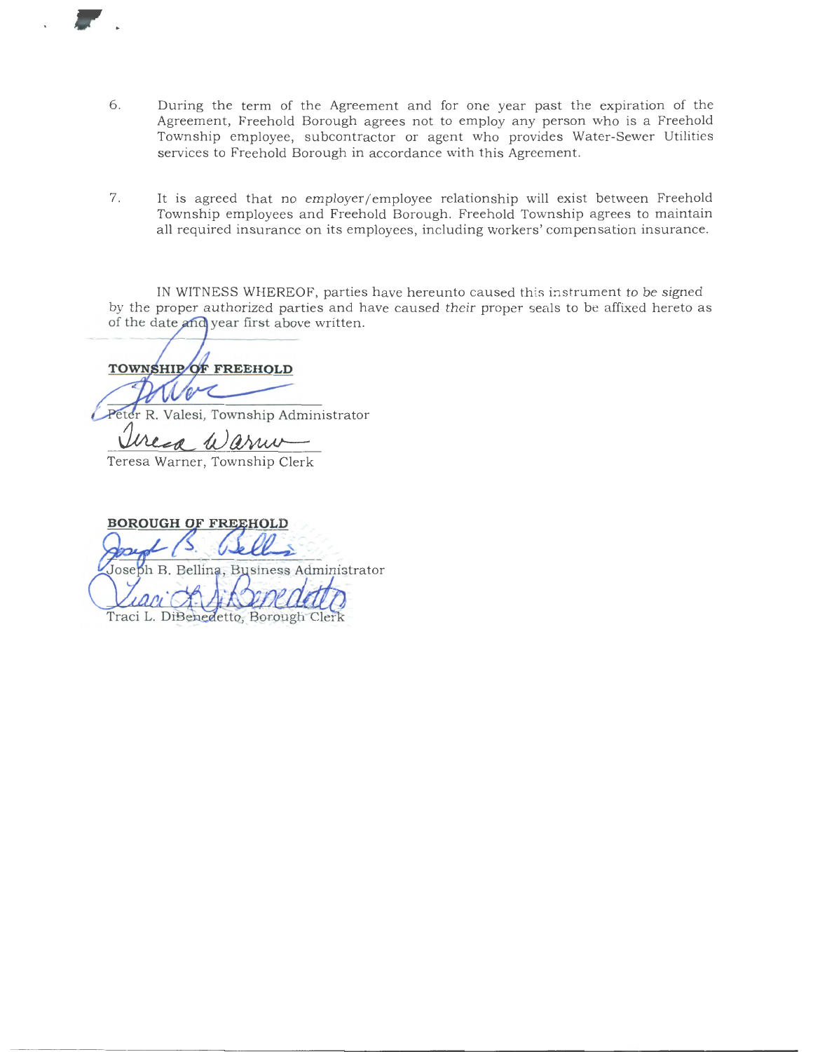6. During the term of the Agreement and for one year past the expiration of the Agreement, Freehold Borough agrees not to employ any person who is a Freehold Township employee, subcontractor or agent who provides Water-Sewer Utilities services to Freehold Borough in accordance with this Agreement.

7. It is agreed that no employer/employee relationship will exist between Freehold Township employees and Freehold Borough. Freehold Township agrees to maintain all required insurance on its employees, including workers' compensation insurance.

IN WITNESS WHEREOF, parties have hereunto caused this instrument to be signed by the proper authorized parties and have caused their proper seals to be affixed hereto as of the date and year first above written.

**TOWNSHIP OF FREEHOLD**

Peter R. Valesi, Township Administrator

Teresa Warner, Township Clerk

**BOROUGH OF FREEHOLD**

Joseph B. Bellina, Business Administrator

Traci L. DiBenedetto, Borough Clerk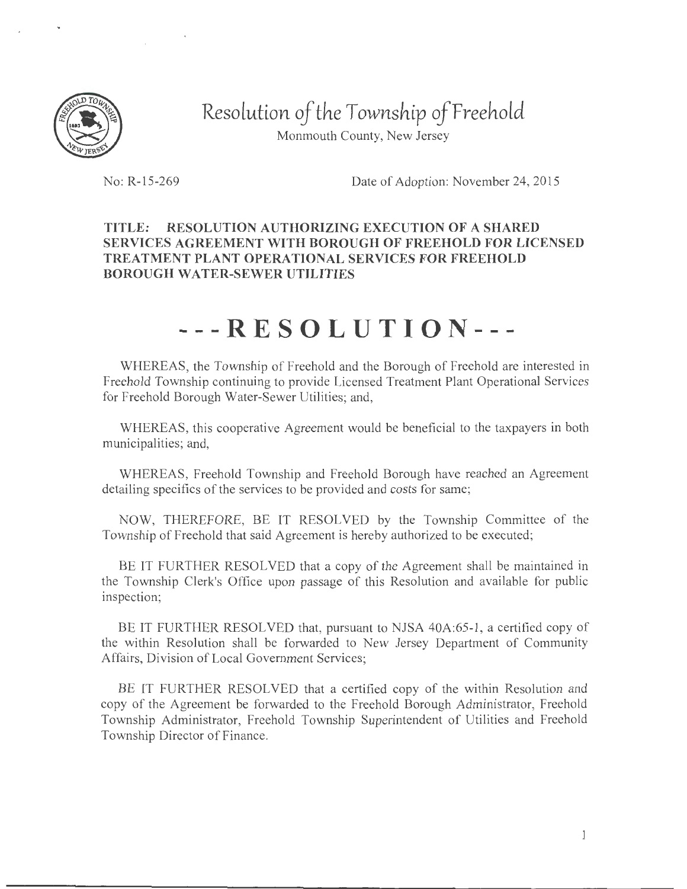# Resolution of the Township of Freehold

Monmouth County, New Jersey

No: R-15-269 Date of Adoption: November 24, 2015

**TITLE: RESOLUTION AUTHORIZING EXECUTION OF A SHARED SERVICES AGREEMENT WITH BOROUGH OF FREEHOLD FOR LICENSED TREATMENT PLANT OPERATIONAL SERVICES FOR FREEHOLD BOROUGH WATER-SEWER UTILITIES**

# ---RESOLUTION---

WHEREAS, the Township of Freehold and the Borough of Freehold are interested in Freehold Township continuing to provide Licensed Treatment Plant Operational Services for Freehold Borough Water-Sewer Utilities; and,

WHEREAS, this cooperative Agreement would be beneficial to the taxpayers in both municipalities; and,

WHEREAS, Freehold Township and Freehold Borough have reached an Agreement detailing specifics of the services to be provided and costs for same;

NOW, THEREFORE, BE IT RESOLVED by the Township Committee of the Township of Freehold that said Agreement is hereby authorized to be executed;

BE IT FURTHER RESOLVED that a copy of the Agreement shall be maintained in the Township Clerk's Office upon passage of this Resolution and available for public inspection;

BE IT FURTHER RESOLVED that, pursuant to NJSA 40A:65-1, a certified copy of the within Resolution shall be forwarded to New Jersey Department of Community Affairs, Division of Local Government Services;

BE IT FURTHER RESOLVED that a certified copy of the within Resolution and copy of the Agreement be forwarded to the Freehold Borough Administrator, Freehold Township Administrator, Freehold Township Superintendent of Utilities and Freehold Township Director of Finance.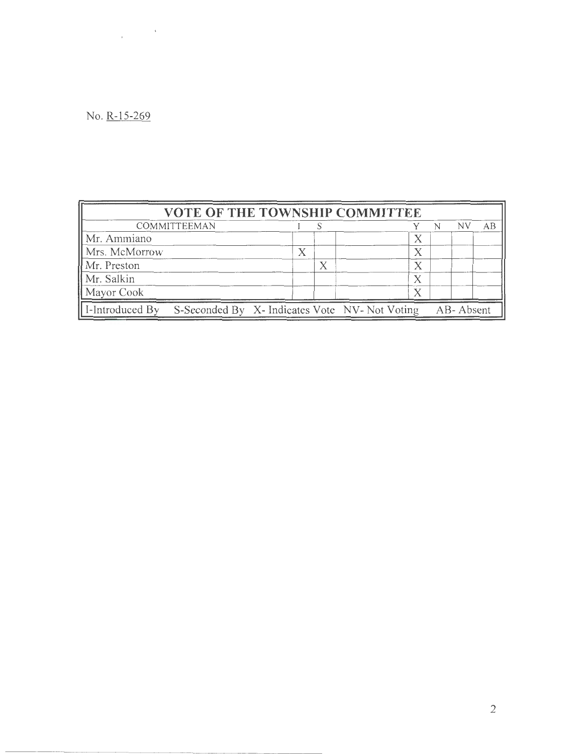No. R-15-269

| VOTE OF THE TOWNSHIP COMMITTEE | | | | | | | |
|---|---|---|---|---|---|---|---|
| COMMITTEEMAN | I | S | | Y | N | NV | AB |
| Mr. Ammiano | | | | X | | | |
| Mrs. McMorrow | X | | | X | | | |
| Mr. Preston | | X | | X | | | |
| Mr. Salkin | | | | X | | | |
| Mayor Cook | | | | X | | | |
| I-Introduced By S-Seconded By X- Indicates Vote NV- Not Voting AB- Absent | | | | | | | |